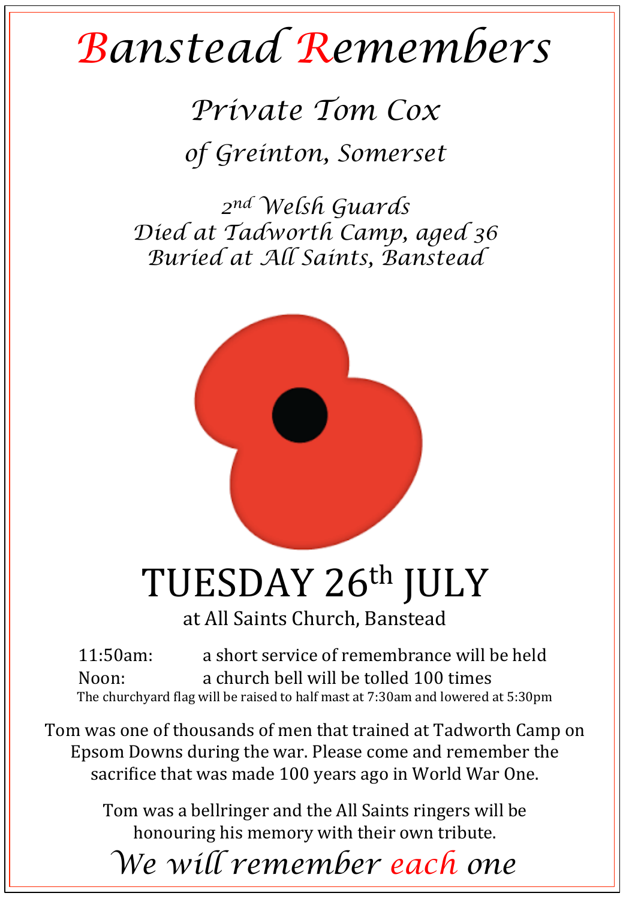# Banstead Remembers

## *Private Tom Cox*

### *of Greinton, Somerset*

*2nd Welsh Guards*
*Died at Tadworth Camp, aged 36*
*Buried at All Saints, Banstead*

# TUESDAY 26th JULY

at All Saints Church, Banstead

11:50am: a short service of remembrance will be held
Noon: a church bell will be tolled 100 times

The churchyard flag will be raised to half mast at 7:30am and lowered at 5:30pm

Tom was one of thousands of men that trained at Tadworth Camp on Epsom Downs during the war. Please come and remember the sacrifice that was made 100 years ago in World War One.

Tom was a bellringer and the All Saints ringers will be honouring his memory with their own tribute.

*We will remember each one*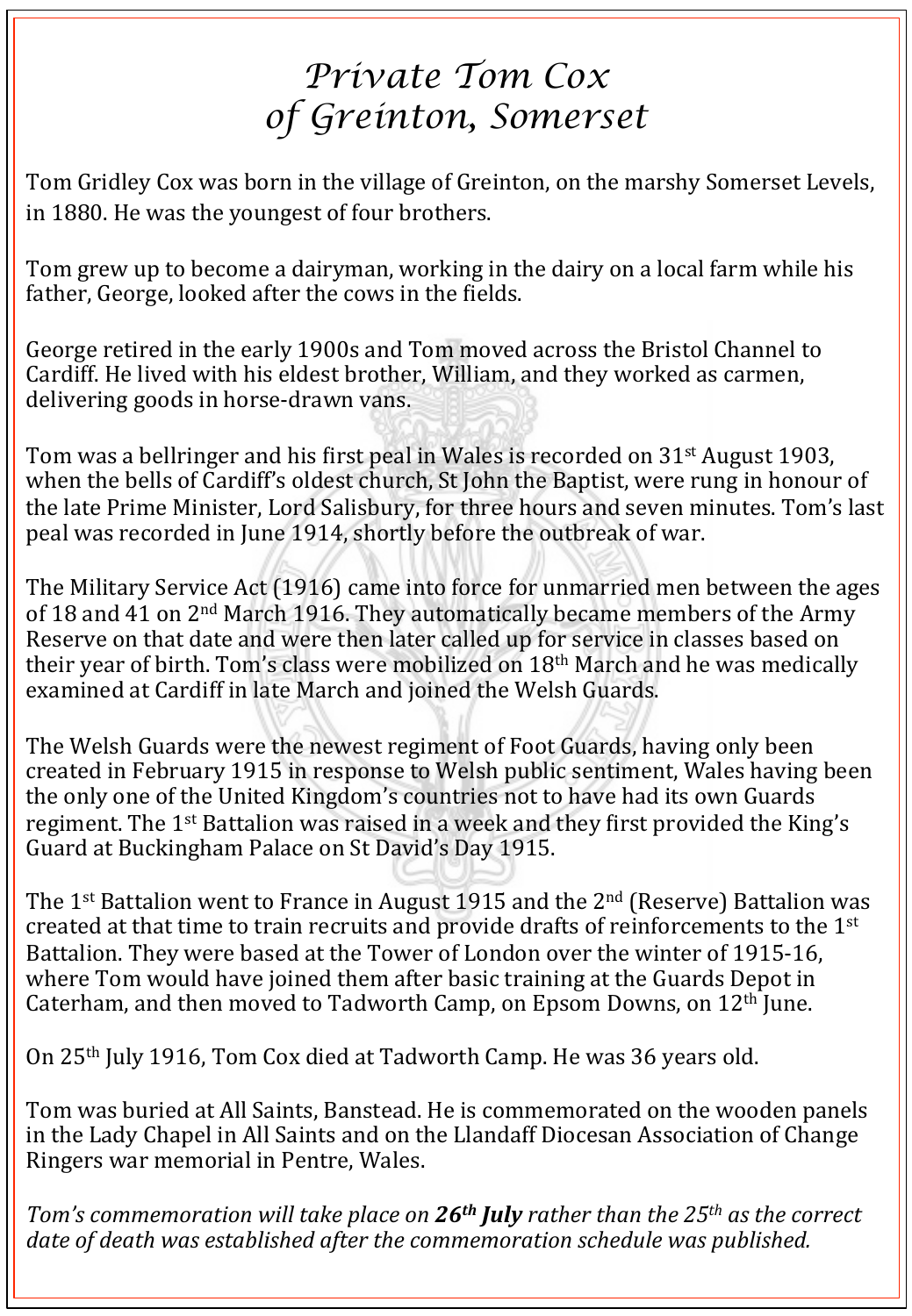# *Private Tom Cox of Greinton, Somerset*

Tom Gridley Cox was born in the village of Greinton, on the marshy Somerset Levels, in 1880. He was the youngest of four brothers.

Tom grew up to become a dairyman, working in the dairy on a local farm while his father, George, looked after the cows in the fields.

George retired in the early 1900s and Tom moved across the Bristol Channel to Cardiff. He lived with his eldest brother, William, and they worked as carmen, delivering goods in horse-drawn vans.

Tom was a bellringer and his first peal in Wales is recorded on 31st August 1903, when the bells of Cardiff's oldest church, St John the Baptist, were rung in honour of the late Prime Minister, Lord Salisbury, for three hours and seven minutes. Tom's last peal was recorded in June 1914, shortly before the outbreak of war.

The Military Service Act (1916) came into force for unmarried men between the ages of 18 and 41 on 2nd March 1916. They automatically became members of the Army Reserve on that date and were then later called up for service in classes based on their year of birth. Tom's class were mobilized on 18th March and he was medically examined at Cardiff in late March and joined the Welsh Guards.

The Welsh Guards were the newest regiment of Foot Guards, having only been created in February 1915 in response to Welsh public sentiment, Wales having been the only one of the United Kingdom's countries not to have had its own Guards regiment. The 1st Battalion was raised in a week and they first provided the King's Guard at Buckingham Palace on St David's Day 1915.

The 1st Battalion went to France in August 1915 and the 2nd (Reserve) Battalion was created at that time to train recruits and provide drafts of reinforcements to the 1st Battalion. They were based at the Tower of London over the winter of 1915-16, where Tom would have joined them after basic training at the Guards Depot in Caterham, and then moved to Tadworth Camp, on Epsom Downs, on 12th June.

On 25th July 1916, Tom Cox died at Tadworth Camp. He was 36 years old.

Tom was buried at All Saints, Banstead. He is commemorated on the wooden panels in the Lady Chapel in All Saints and on the Llandaff Diocesan Association of Change Ringers war memorial in Pentre, Wales.

*Tom's commemoration will take place on* ***26th July*** *rather than the 25th as the correct date of death was established after the commemoration schedule was published.*